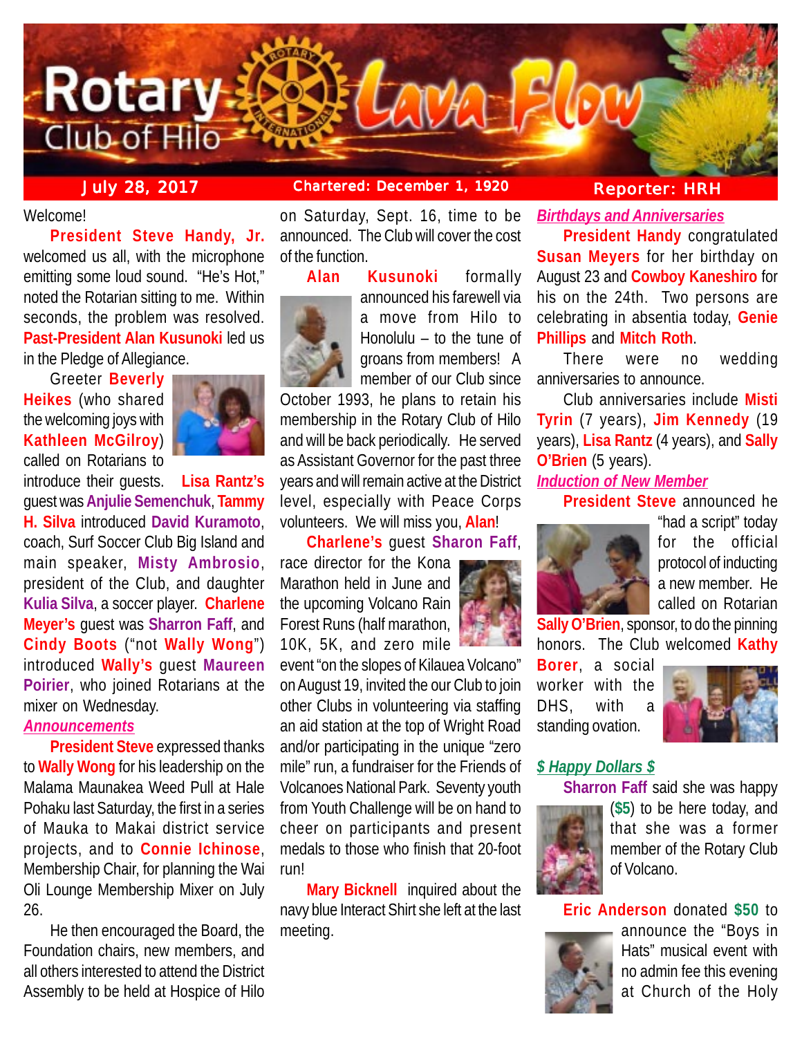# Rotary Club of Hilo Lava Flow

July 28, 2017 | Chartered: December 1, 1920 | Reporter: HRH

Welcome!

**President Steve Handy, Jr.** welcomed us all, with the microphone emitting some loud sound. "He's Hot," noted the Rotarian sitting to me. Within seconds, the problem was resolved. **Past-President Alan Kusunoki** led us in the Pledge of Allegiance.

Greeter **Beverly Heikes** (who shared the welcoming joys with **Kathleen McGilroy**) called on Rotarians to introduce their guests. **Lisa Rantz's** guest was **Anjulie Semenchuk**, **Tammy H. Silva** introduced **David Kuramoto**, coach, Surf Soccer Club Big Island and main speaker, **Misty Ambrosio**, president of the Club, and daughter **Kulia Silva**, a soccer player. **Charlene Meyer's** guest was **Sharron Faff**, and **Cindy Boots** ("not **Wally Wong**") introduced **Wally's** guest **Maureen Poirier**, who joined Rotarians at the mixer on Wednesday.

### *Announcements*

**President Steve** expressed thanks to **Wally Wong** for his leadership on the Malama Maunakea Weed Pull at Hale Pohaku last Saturday, the first in a series of Mauka to Makai district service projects, and to **Connie Ichinose**, Membership Chair, for planning the Wai Oli Lounge Membership Mixer on July 26.

He then encouraged the Board, the Foundation chairs, new members, and all others interested to attend the District Assembly to be held at Hospice of Hilo on Saturday, Sept. 16, time to be announced. The Club will cover the cost of the function.

**Alan Kusunoki** formally announced his farewell via a move from Hilo to Honolulu – to the tune of groans from members! A member of our Club since October 1993, he plans to retain his membership in the Rotary Club of Hilo and will be back periodically. He served as Assistant Governor for the past three years and will remain active at the District level, especially with Peace Corps volunteers. We will miss you, **Alan**!

**Charlene's** guest **Sharon Faff**, race director for the Kona Marathon held in June and the upcoming Volcano Rain Forest Runs (half marathon, 10K, 5K, and zero mile event "on the slopes of Kilauea Volcano" on August 19, invited the our Club to join other Clubs in volunteering via staffing an aid station at the top of Wright Road and/or participating in the unique "zero mile" run, a fundraiser for the Friends of Volcanoes National Park. Seventy youth from Youth Challenge will be on hand to cheer on participants and present medals to those who finish that 20-foot run!

**Mary Bicknell** inquired about the navy blue Interact Shirt she left at the last meeting.

### *Birthdays and Anniversaries*

**President Handy** congratulated **Susan Meyers** for her birthday on August 23 and **Cowboy Kaneshiro** for his on the 24th. Two persons are celebrating in absentia today, **Genie Phillips** and **Mitch Roth**.

There were no wedding anniversaries to announce.

Club anniversaries include **Misti Tyrin** (7 years), **Jim Kennedy** (19 years), **Lisa Rantz** (4 years), and **Sally O'Brien** (5 years).

### *Induction of New Member*

**President Steve** announced he "had a script" today for the official protocol of inducting a new member. He called on Rotarian **Sally O'Brien**, sponsor, to do the pinning honors. The Club welcomed **Kathy Borer**, a social worker with the DHS, with a standing ovation.

### *$ Happy Dollars $*

**Sharron Faff** said she was happy (**$5**) to be here today, and that she was a former member of the Rotary Club of Volcano.

**Eric Anderson** donated **$50** to announce the "Boys in Hats" musical event with no admin fee this evening at Church of the Holy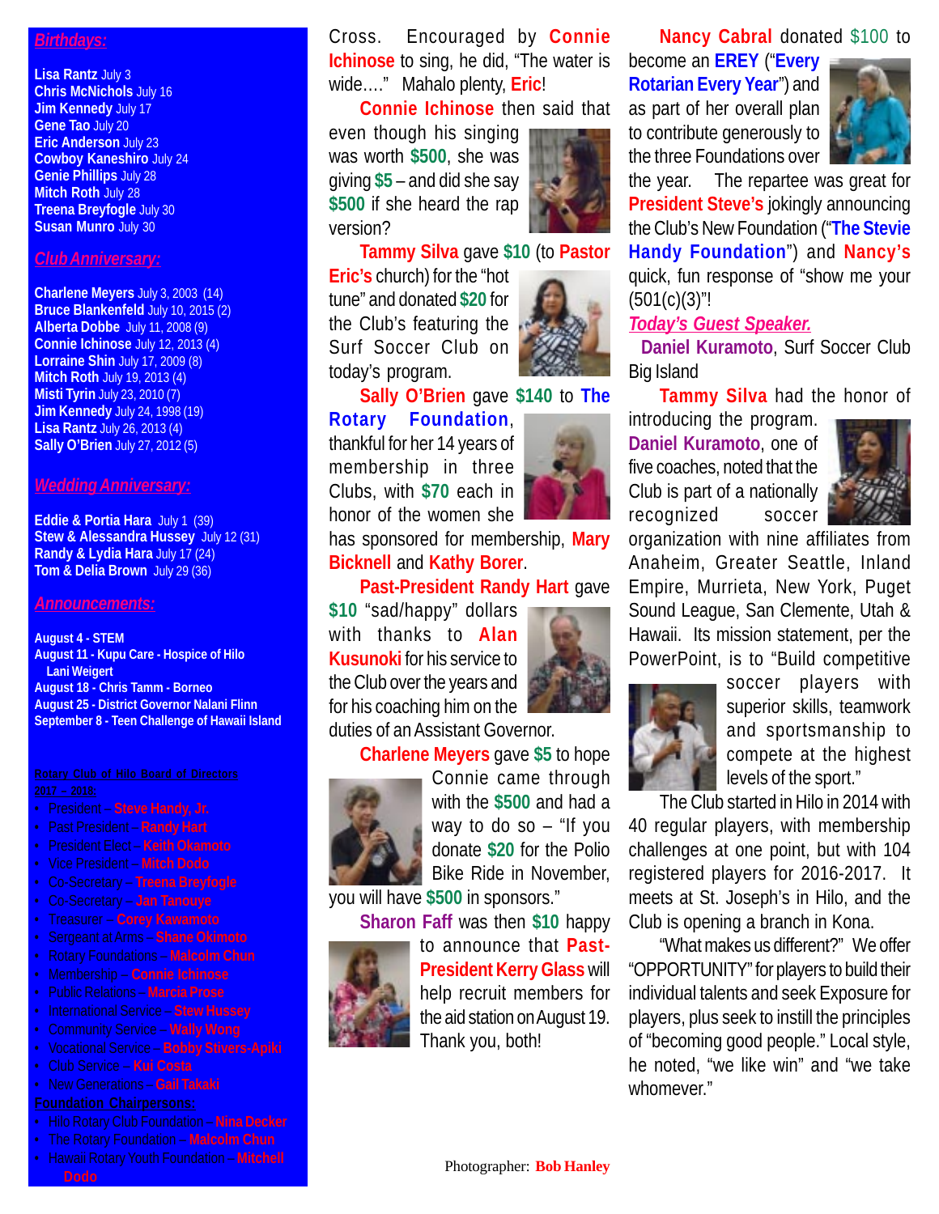## *Birthdays:*

**Lisa Rantz** July 3
**Chris McNichols** July 16
**Jim Kennedy** July 17
**Gene Tao** July 20
**Eric Anderson** July 23
**Cowboy Kaneshiro** July 24
**Genie Phillips** July 28
**Mitch Roth** July 28
**Treena Breyfogle** July 30
**Susan Munro** July 30

## *Club Anniversary:*

**Charlene Meyers** July 3, 2003 (14)
**Bruce Blankenfeld** July 10, 2015 (2)
**Alberta Dobbe** July 11, 2008 (9)
**Connie Ichinose** July 12, 2013 (4)
**Lorraine Shin** July 17, 2009 (8)
**Mitch Roth** July 19, 2013 (4)
**Misti Tyrin** July 23, 2010 (7)
**Jim Kennedy** July 24, 1998 (19)
**Lisa Rantz** July 26, 2013 (4)
**Sally O'Brien** July 27, 2012 (5)

## *Wedding Anniversary:*

**Eddie & Portia Hara** July 1 (39)
**Stew & Alessandra Hussey** July 12 (31)
**Randy & Lydia Hara** July 17 (24)
**Tom & Delia Brown** July 29 (36)

## *Announcements:*

**August 4 - STEM**
**August 11 - Kupu Care - Hospice of Hilo Lani Weigert**
**August 18 - Chris Tamm - Borneo**
**August 25 - District Governor Nalani Flinn**
**September 8 - Teen Challenge of Hawaii Island**

**Rotary Club of Hilo Board of Directors 2017 – 2018:**

- President – **Steve Handy, Jr.**
- Past President – **Randy Hart**
- President Elect – **Keith Okamoto**
- Vice President – **Mitch Dodo**
- Co-Secretary – **Treena Breyfogle**
- Co-Secretary – **Jan Tanouye**
- Treasurer – **Corey Kawamoto**
- Sergeant at Arms – **Shane Okimoto**
- Rotary Foundations – **Malcolm Chun**
- Membership – **Connie Ichinose**
- Public Relations – **Marcia Prose**
- International Service – **Stew Hussey**
- Community Service – **Wally Wong**
- Vocational Service – **Bobby Stivers-Apiki**
- Club Service – **Kui Costa**
- New Generations – **Gail Takaki**

**Foundation Chairpersons:**

- Hilo Rotary Club Foundation – **Nina Decker**
- The Rotary Foundation – **Malcolm Chun**
- Hawaii Rotary Youth Foundation – **Mitchell Dodo**

Cross. Encouraged by **Connie Ichinose** to sing, he did, "The water is wide…." Mahalo plenty, **Eric**!

**Connie Ichinose** then said that even though his singing was worth **$500**, she was giving **$5** – and did she say **$500** if she heard the rap version?

**Tammy Silva** gave **$10** (to **Pastor Eric's** church) for the "hot tune" and donated **$20** for the Club's featuring the Surf Soccer Club on today's program.

**Sally O'Brien** gave **$140** to **The Rotary Foundation**, thankful for her 14 years of membership in three Clubs, with **$70** each in honor of the women she has sponsored for membership, **Mary Bicknell** and **Kathy Borer**.

**Past-President Randy Hart** gave **$10** "sad/happy" dollars with thanks to **Alan Kusunoki** for his service to the Club over the years and for his coaching him on the duties of an Assistant Governor.

**Charlene Meyers** gave **$5** to hope Connie came through with the **$500** and had a way to do so – "If you donate **$20** for the Polio Bike Ride in November, you will have **$500** in sponsors."

**Sharon Faff** was then **$10** happy to announce that **Past-President Kerry Glass** will help recruit members for the aid station on August 19. Thank you, both!

**Nancy Cabral** donated **$100** to become an **EREY** ("**Every Rotarian Every Year**") and as part of her overall plan to contribute generously to the three Foundations over the year. The repartee was great for **President Steve's** jokingly announcing the Club's New Foundation ("**The Stevie Handy Foundation**") and **Nancy's** quick, fun response of "show me your (501(c)(3)"!

## *Today's Guest Speaker.*

**Daniel Kuramoto**, Surf Soccer Club Big Island

**Tammy Silva** had the honor of introducing the program. **Daniel Kuramoto**, one of five coaches, noted that the Club is part of a nationally recognized soccer organization with nine affiliates from Anaheim, Greater Seattle, Inland Empire, Murrieta, New York, Puget Sound League, San Clemente, Utah & Hawaii. Its mission statement, per the PowerPoint, is to "Build competitive soccer players with superior skills, teamwork and sportsmanship to compete at the highest levels of the sport."

The Club started in Hilo in 2014 with 40 regular players, with membership challenges at one point, but with 104 registered players for 2016-2017. It meets at St. Joseph's in Hilo, and the Club is opening a branch in Kona.

"What makes us different?" We offer "OPPORTUNITY" for players to build their individual talents and seek Exposure for players, plus seek to instill the principles of "becoming good people." Local style, he noted, "we like win" and "we take whomever."

Photographer: **Bob Hanley**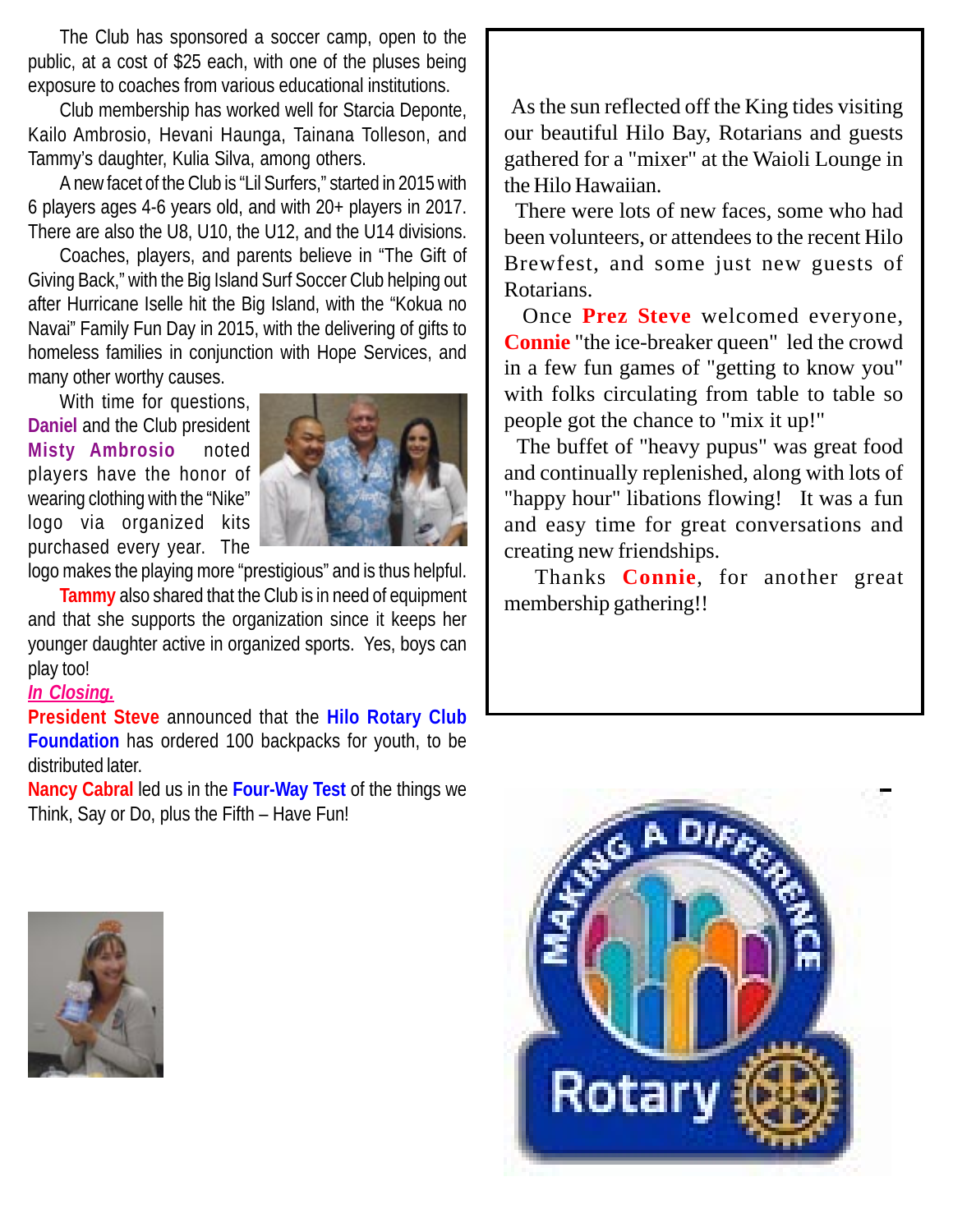The Club has sponsored a soccer camp, open to the public, at a cost of $25 each, with one of the pluses being exposure to coaches from various educational institutions.

Club membership has worked well for Starcia Deponte, Kailo Ambrosio, Hevani Haunga, Tainana Tolleson, and Tammy's daughter, Kulia Silva, among others.

A new facet of the Club is "Lil Surfers," started in 2015 with 6 players ages 4-6 years old, and with 20+ players in 2017. There are also the U8, U10, the U12, and the U14 divisions.

Coaches, players, and parents believe in "The Gift of Giving Back," with the Big Island Surf Soccer Club helping out after Hurricane Iselle hit the Big Island, with the "Kokua no Navai" Family Fun Day in 2015, with the delivering of gifts to homeless families in conjunction with Hope Services, and many other worthy causes.

With time for questions, **Daniel** and the Club president **Misty Ambrosio** noted players have the honor of wearing clothing with the "Nike" logo via organized kits purchased every year. The logo makes the playing more "prestigious" and is thus helpful.

**Tammy** also shared that the Club is in need of equipment and that she supports the organization since it keeps her younger daughter active in organized sports. Yes, boys can play too!

***In Closing.***

**President Steve** announced that the **Hilo Rotary Club Foundation** has ordered 100 backpacks for youth, to be distributed later.

**Nancy Cabral** led us in the **Four-Way Test** of the things we Think, Say or Do, plus the Fifth – Have Fun!

As the sun reflected off the King tides visiting our beautiful Hilo Bay, Rotarians and guests gathered for a "mixer" at the Waioli Lounge in the Hilo Hawaiian.

There were lots of new faces, some who had been volunteers, or attendees to the recent Hilo Brewfest, and some just new guests of Rotarians.

Once **Prez Steve** welcomed everyone, **Connie** "the ice-breaker queen" led the crowd in a few fun games of "getting to know you" with folks circulating from table to table so people got the chance to "mix it up!"

The buffet of "heavy pupus" was great food and continually replenished, along with lots of "happy hour" libations flowing! It was a fun and easy time for great conversations and creating new friendships.

Thanks **Connie**, for another great membership gathering!!